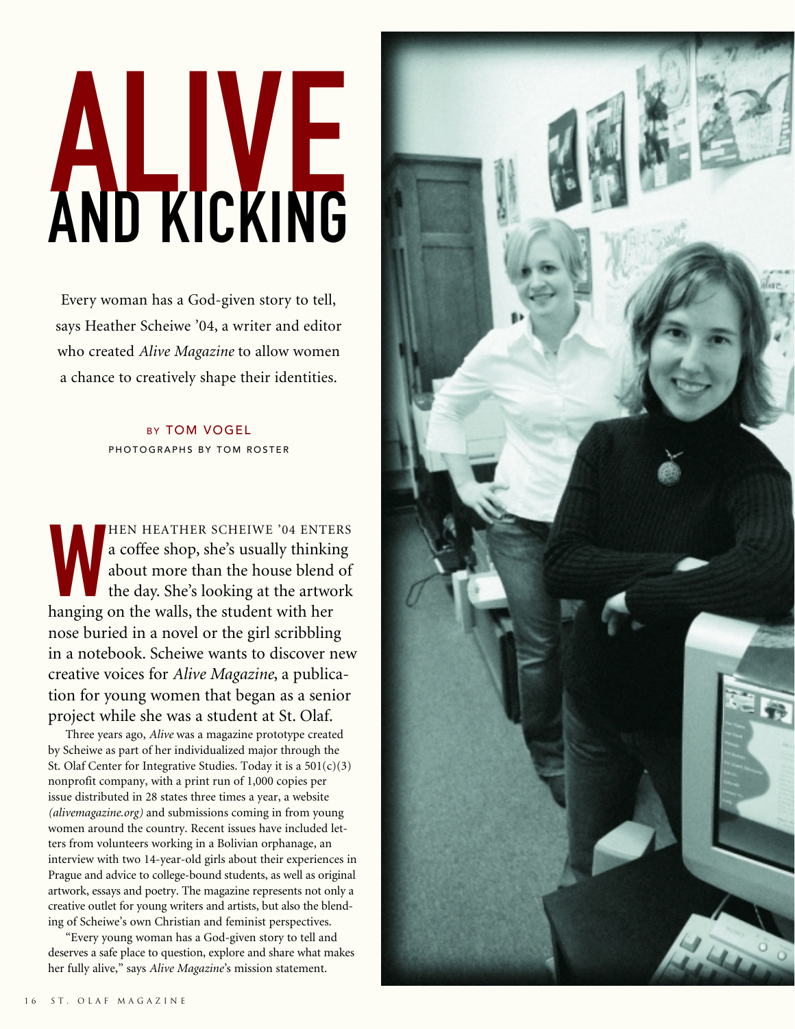# ALIVE AND KICKING

Every woman has a God-given story to tell, says Heather Scheiwe '04, a writer and editor who created *Alive Magazine* to allow women a chance to creatively shape their identities.

BY TOM VOGEL
PHOTOGRAPHS BY TOM ROSTER

WHEN HEATHER SCHEIWE '04 ENTERS a coffee shop, she's usually thinking about more than the house blend of the day. She's looking at the artwork hanging on the walls, the student with her nose buried in a novel or the girl scribbling in a notebook. Scheiwe wants to discover new creative voices for *Alive Magazine*, a publication for young women that began as a senior project while she was a student at St. Olaf.

Three years ago, *Alive* was a magazine prototype created by Scheiwe as part of her individualized major through the St. Olaf Center for Integrative Studies. Today it is a 501(c)(3) nonprofit company, with a print run of 1,000 copies per issue distributed in 28 states three times a year, a website *(alivemagazine.org)* and submissions coming in from young women around the country. Recent issues have included letters from volunteers working in a Bolivian orphanage, an interview with two 14-year-old girls about their experiences in Prague and advice to college-bound students, as well as original artwork, essays and poetry. The magazine represents not only a creative outlet for young writers and artists, but also the blending of Scheiwe's own Christian and feminist perspectives.

"Every young woman has a God-given story to tell and deserves a safe place to question, explore and share what makes her fully alive," says *Alive Magazine*'s mission statement.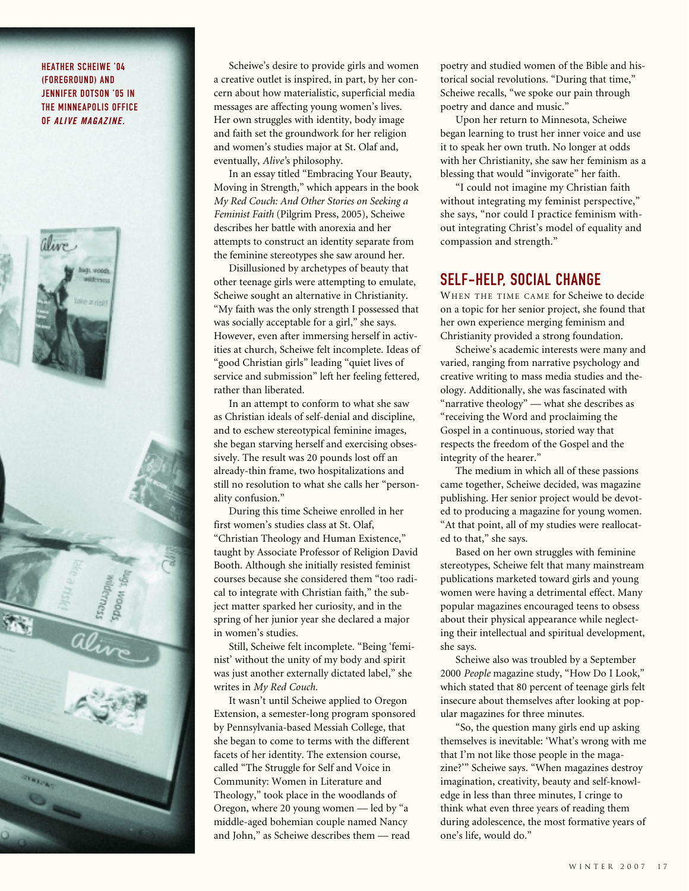HEATHER SCHEIWE '04 (FOREGROUND) AND JENNIFER DOTSON '05 IN THE MINNEAPOLIS OFFICE OF *ALIVE MAGAZINE*.

Scheiwe's desire to provide girls and women a creative outlet is inspired, in part, by her concern about how materialistic, superficial media messages are affecting young women's lives. Her own struggles with identity, body image and faith set the groundwork for her religion and women's studies major at St. Olaf and, eventually, *Alive*'s philosophy.

In an essay titled "Embracing Your Beauty, Moving in Strength," which appears in the book *My Red Couch: And Other Stories on Seeking a Feminist Faith* (Pilgrim Press, 2005), Scheiwe describes her battle with anorexia and her attempts to construct an identity separate from the feminine stereotypes she saw around her.

Disillusioned by archetypes of beauty that other teenage girls were attempting to emulate, Scheiwe sought an alternative in Christianity. "My faith was the only strength I possessed that was socially acceptable for a girl," she says. However, even after immersing herself in activities at church, Scheiwe felt incomplete. Ideas of "good Christian girls" leading "quiet lives of service and submission" left her feeling fettered, rather than liberated.

In an attempt to conform to what she saw as Christian ideals of self-denial and discipline, and to eschew stereotypical feminine images, she began starving herself and exercising obsessively. The result was 20 pounds lost off an already-thin frame, two hospitalizations and still no resolution to what she calls her "personality confusion."

During this time Scheiwe enrolled in her first women's studies class at St. Olaf, "Christian Theology and Human Existence," taught by Associate Professor of Religion David Booth. Although she initially resisted feminist courses because she considered them "too radical to integrate with Christian faith," the subject matter sparked her curiosity, and in the spring of her junior year she declared a major in women's studies.

Still, Scheiwe felt incomplete. "Being 'feminist' without the unity of my body and spirit was just another externally dictated label," she writes in *My Red Couch*.

It wasn't until Scheiwe applied to Oregon Extension, a semester-long program sponsored by Pennsylvania-based Messiah College, that she began to come to terms with the different facets of her identity. The extension course, called "The Struggle for Self and Voice in Community: Women in Literature and Theology," took place in the woodlands of Oregon, where 20 young women — led by "a middle-aged bohemian couple named Nancy and John," as Scheiwe describes them — read poetry and studied women of the Bible and historical social revolutions. "During that time," Scheiwe recalls, "we spoke our pain through poetry and dance and music."

Upon her return to Minnesota, Scheiwe began learning to trust her inner voice and use it to speak her own truth. No longer at odds with her Christianity, she saw her feminism as a blessing that would "invigorate" her faith.

"I could not imagine my Christian faith without integrating my feminist perspective," she says, "nor could I practice feminism without integrating Christ's model of equality and compassion and strength."

## SELF-HELP, SOCIAL CHANGE

WHEN THE TIME CAME for Scheiwe to decide on a topic for her senior project, she found that her own experience merging feminism and Christianity provided a strong foundation.

Scheiwe's academic interests were many and varied, ranging from narrative psychology and creative writing to mass media studies and theology. Additionally, she was fascinated with "narrative theology" — what she describes as "receiving the Word and proclaiming the Gospel in a continuous, storied way that respects the freedom of the Gospel and the integrity of the hearer."

The medium in which all of these passions came together, Scheiwe decided, was magazine publishing. Her senior project would be devoted to producing a magazine for young women. "At that point, all of my studies were reallocated to that," she says.

Based on her own struggles with feminine stereotypes, Scheiwe felt that many mainstream publications marketed toward girls and young women were having a detrimental effect. Many popular magazines encouraged teens to obsess about their physical appearance while neglecting their intellectual and spiritual development, she says.

Scheiwe also was troubled by a September 2000 *People* magazine study, "How Do I Look," which stated that 80 percent of teenage girls felt insecure about themselves after looking at popular magazines for three minutes.

"So, the question many girls end up asking themselves is inevitable: 'What's wrong with me that I'm not like those people in the magazine?'" Scheiwe says. "When magazines destroy imagination, creativity, beauty and self-knowledge in less than three minutes, I cringe to think what even three years of reading them during adolescence, the most formative years of one's life, would do."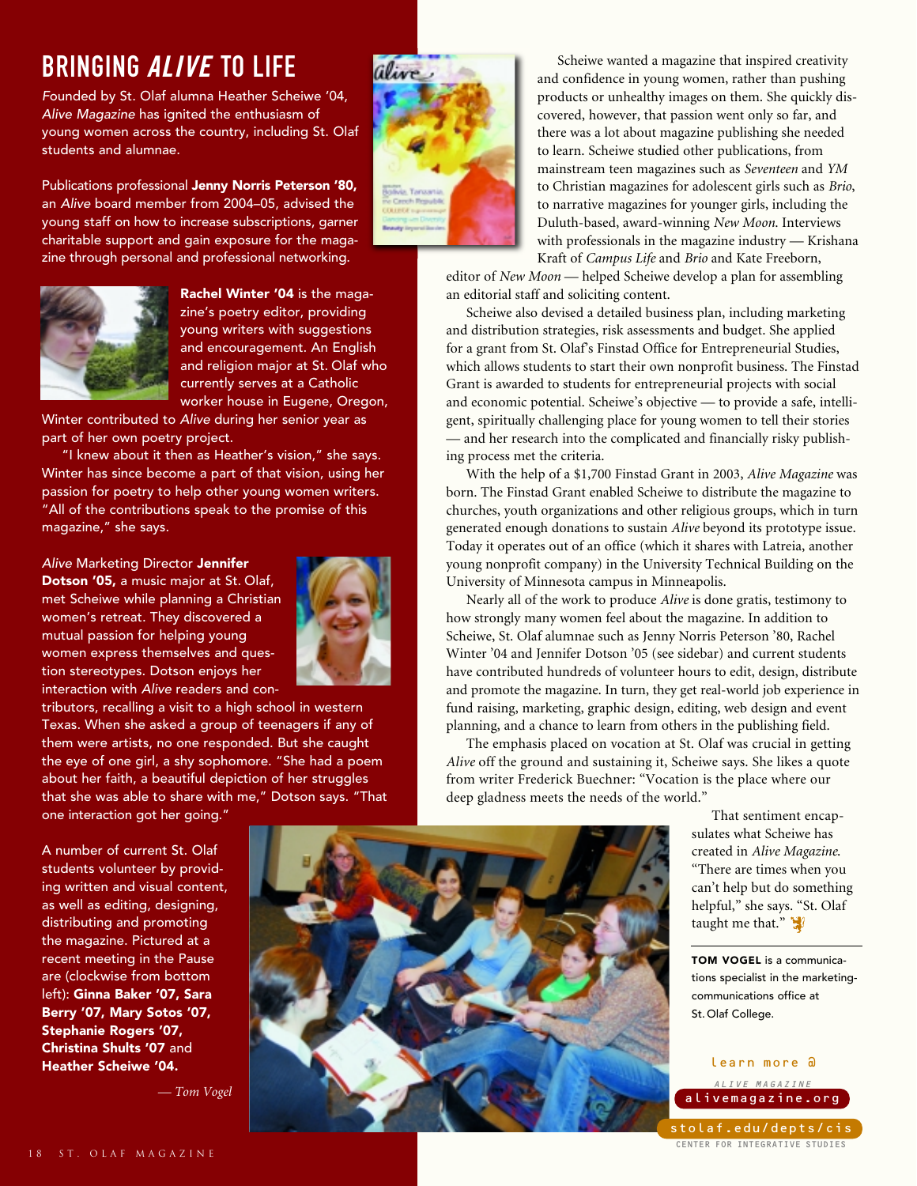# BRINGING *ALIVE* TO LIFE

Founded by St. Olaf alumna Heather Scheiwe '04, *Alive Magazine* has ignited the enthusiasm of young women across the country, including St. Olaf students and alumnae.

Publications professional **Jenny Norris Peterson '80,** an *Alive* board member from 2004–05, advised the young staff on how to increase subscriptions, garner charitable support and gain exposure for the magazine through personal and professional networking.

**Rachel Winter '04** is the magazine's poetry editor, providing young writers with suggestions and encouragement. An English and religion major at St. Olaf who currently serves at a Catholic worker house in Eugene, Oregon, Winter contributed to *Alive* during her senior year as part of her own poetry project.

"I knew about it then as Heather's vision," she says. Winter has since become a part of that vision, using her passion for poetry to help other young women writers. "All of the contributions speak to the promise of this magazine," she says.

*Alive* Marketing Director **Jennifer Dotson '05,** a music major at St. Olaf, met Scheiwe while planning a Christian women's retreat. They discovered a mutual passion for helping young women express themselves and question stereotypes. Dotson enjoys her interaction with *Alive* readers and contributors, recalling a visit to a high school in western Texas. When she asked a group of teenagers if any of them were artists, no one responded. But she caught the eye of one girl, a shy sophomore. "She had a poem about her faith, a beautiful depiction of her struggles that she was able to share with me," Dotson says. "That one interaction got her going."

A number of current St. Olaf students volunteer by providing written and visual content, as well as editing, designing, distributing and promoting the magazine. Pictured at a recent meeting in the Pause are (clockwise from bottom left): **Ginna Baker '07, Sara Berry '07, Mary Sotos '07, Stephanie Rogers '07, Christina Shults '07** and **Heather Scheiwe '04.**

*— Tom Vogel*

Scheiwe wanted a magazine that inspired creativity and confidence in young women, rather than pushing products or unhealthy images on them. She quickly discovered, however, that passion went only so far, and there was a lot about magazine publishing she needed to learn. Scheiwe studied other publications, from mainstream teen magazines such as *Seventeen* and *YM* to Christian magazines for adolescent girls such as *Brio*, to narrative magazines for younger girls, including the Duluth-based, award-winning *New Moon.* Interviews with professionals in the magazine industry — Krishana Kraft of *Campus Life* and *Brio* and Kate Freeborn, editor of *New Moon* — helped Scheiwe develop a plan for assembling an editorial staff and soliciting content.

Scheiwe also devised a detailed business plan, including marketing and distribution strategies, risk assessments and budget. She applied for a grant from St. Olaf's Finstad Office for Entrepreneurial Studies, which allows students to start their own nonprofit business. The Finstad Grant is awarded to students for entrepreneurial projects with social and economic potential. Scheiwe's objective — to provide a safe, intelligent, spiritually challenging place for young women to tell their stories — and her research into the complicated and financially risky publishing process met the criteria.

With the help of a $1,700 Finstad Grant in 2003, *Alive Magazine* was born. The Finstad Grant enabled Scheiwe to distribute the magazine to churches, youth organizations and other religious groups, which in turn generated enough donations to sustain *Alive* beyond its prototype issue. Today it operates out of an office (which it shares with Latreia, another young nonprofit company) in the University Technical Building on the University of Minnesota campus in Minneapolis.

Nearly all of the work to produce *Alive* is done gratis, testimony to how strongly many women feel about the magazine. In addition to Scheiwe, St. Olaf alumnae such as Jenny Norris Peterson '80, Rachel Winter '04 and Jennifer Dotson '05 (see sidebar) and current students have contributed hundreds of volunteer hours to edit, design, distribute and promote the magazine. In turn, they get real-world job experience in fund raising, marketing, graphic design, editing, web design and event planning, and a chance to learn from others in the publishing field.

The emphasis placed on vocation at St. Olaf was crucial in getting *Alive* off the ground and sustaining it, Scheiwe says. She likes a quote from writer Frederick Buechner: "Vocation is the place where our deep gladness meets the needs of the world."

That sentiment encapsulates what Scheiwe has created in *Alive Magazine.* "There are times when you can't help but do something helpful," she says. "St. Olaf taught me that."

**TOM VOGEL** is a communications specialist in the marketing-communications office at St. Olaf College.

learn more @

ALIVE MAGAZINE
alivemagazine.org

stolaf.edu/depts/cis
CENTER FOR INTEGRATIVE STUDIES